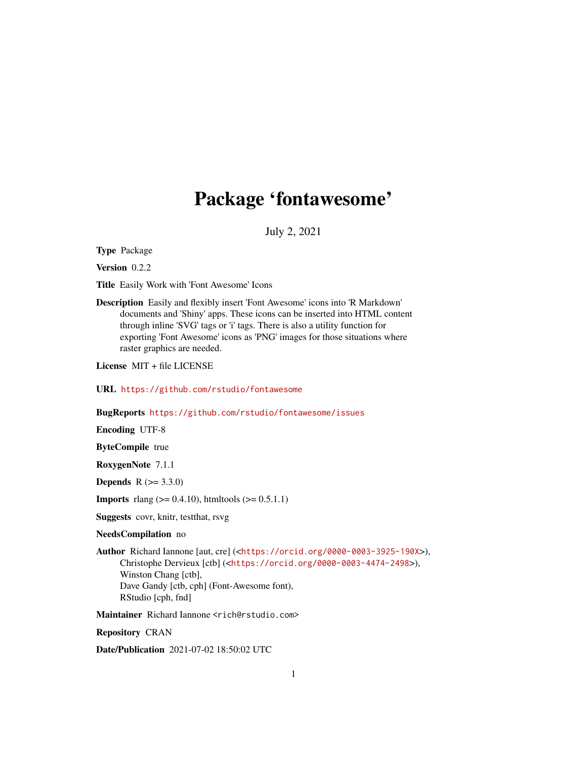# Package 'fontawesome'

July 2, 2021

**Type** Package

**Version** 0.2.2

**Title** Easily Work with 'Font Awesome' Icons

**Description** Easily and flexibly insert 'Font Awesome' icons into 'R Markdown' documents and 'Shiny' apps. These icons can be inserted into HTML content through inline 'SVG' tags or 'i' tags. There is also a utility function for exporting 'Font Awesome' icons as 'PNG' images for those situations where raster graphics are needed.

**License** MIT + file LICENSE

**URL** https://github.com/rstudio/fontawesome

**BugReports** https://github.com/rstudio/fontawesome/issues

**Encoding** UTF-8

**ByteCompile** true

**RoxygenNote** 7.1.1

**Depends** R (>= 3.3.0)

**Imports** rlang (>= 0.4.10), htmltools (>= 0.5.1.1)

**Suggests** covr, knitr, testthat, rsvg

**NeedsCompilation** no

**Author** Richard Iannone [aut, cre] (<https://orcid.org/0000-0003-3925-190X>), Christophe Dervieux [ctb] (<https://orcid.org/0000-0003-4474-2498>), Winston Chang [ctb], Dave Gandy [ctb, cph] (Font-Awesome font), RStudio [cph, fnd]

**Maintainer** Richard Iannone <rich@rstudio.com>

**Repository** CRAN

**Date/Publication** 2021-07-02 18:50:02 UTC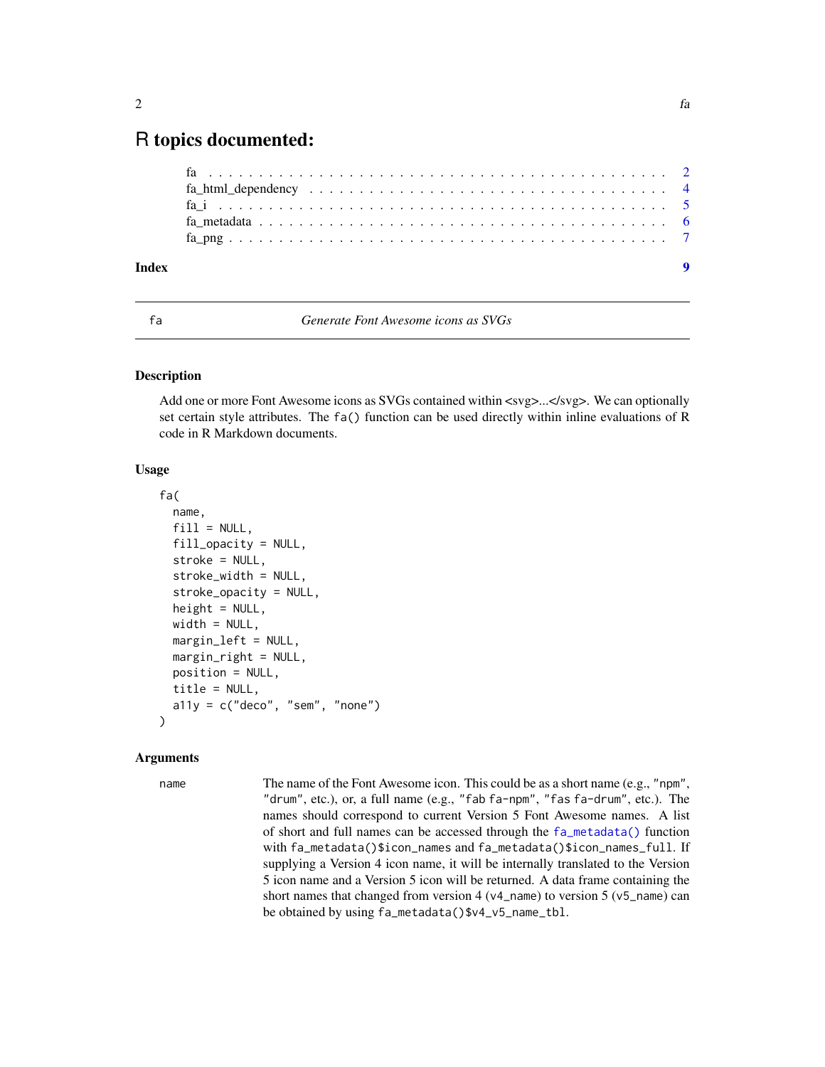# R topics documented:

fa . . . . . . . . . . . . . . . . . . . . . . . . . . . . . . . . . . . . . . . . . . . . 2
fa_html_dependency . . . . . . . . . . . . . . . . . . . . . . . . . . . . . . . . . . . 4
fa_i . . . . . . . . . . . . . . . . . . . . . . . . . . . . . . . . . . . . . . . . . . . . 5
fa_metadata . . . . . . . . . . . . . . . . . . . . . . . . . . . . . . . . . . . . . . . . 6
fa_png . . . . . . . . . . . . . . . . . . . . . . . . . . . . . . . . . . . . . . . . . . . 7

**Index** **9**

---

## fa — *Generate Font Awesome icons as SVGs*

### Description

Add one or more Font Awesome icons as SVGs contained within <svg>...</svg>. We can optionally set certain style attributes. The `fa()` function can be used directly within inline evaluations of R code in R Markdown documents.

### Usage

```
fa(
  name,
  fill = NULL,
  fill_opacity = NULL,
  stroke = NULL,
  stroke_width = NULL,
  stroke_opacity = NULL,
  height = NULL,
  width = NULL,
  margin_left = NULL,
  margin_right = NULL,
  position = NULL,
  title = NULL,
  a11y = c("deco", "sem", "none")
)
```

### Arguments

`name` The name of the Font Awesome icon. This could be as a short name (e.g., `"npm"`, `"drum"`, etc.), or, a full name (e.g., `"fab fa-npm"`, `"fas fa-drum"`, etc.). The names should correspond to current Version 5 Font Awesome names. A list of short and full names can be accessed through the `fa_metadata()` function with `fa_metadata()$icon_names` and `fa_metadata()$icon_names_full`. If supplying a Version 4 icon name, it will be internally translated to the Version 5 icon name and a Version 5 icon will be returned. A data frame containing the short names that changed from version 4 (`v4_name`) to version 5 (`v5_name`) can be obtained by using `fa_metadata()$v4_v5_name_tbl`.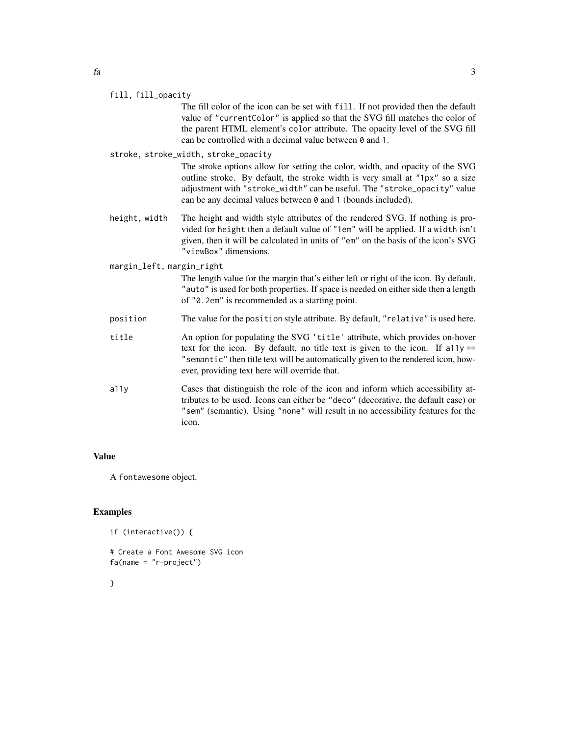`fill, fill_opacity`
: The fill color of the icon can be set with `fill`. If not provided then the default value of `"currentColor"` is applied so that the SVG fill matches the color of the parent HTML element's `color` attribute. The opacity level of the SVG fill can be controlled with a decimal value between `0` and `1`.

`stroke, stroke_width, stroke_opacity`
: The stroke options allow for setting the color, width, and opacity of the SVG outline stroke. By default, the stroke width is very small at `"1px"` so a size adjustment with `"stroke_width"` can be useful. The `"stroke_opacity"` value can be any decimal values between `0` and `1` (bounds included).

`height, width`
: The height and width style attributes of the rendered SVG. If nothing is provided for `height` then a default value of `"1em"` will be applied. If a `width` isn't given, then it will be calculated in units of `"em"` on the basis of the icon's SVG `"viewBox"` dimensions.

`margin_left, margin_right`
: The length value for the margin that's either left or right of the icon. By default, `"auto"` is used for both properties. If space is needed on either side then a length of `"0.2em"` is recommended as a starting point.

`position`
: The value for the `position` style attribute. By default, `"relative"` is used here.

`title`
: An option for populating the SVG `'title'` attribute, which provides on-hover text for the icon. By default, no title text is given to the icon. If `a11y == "semantic"` then title text will be automatically given to the rendered icon, however, providing text here will override that.

`a11y`
: Cases that distinguish the role of the icon and inform which accessibility attributes to be used. Icons can either be `"deco"` (decorative, the default case) or `"sem"` (semantic). Using `"none"` will result in no accessibility features for the icon.

## Value

A `fontawesome` object.

## Examples

```
if (interactive()) {

# Create a Font Awesome SVG icon
fa(name = "r-project")

}
```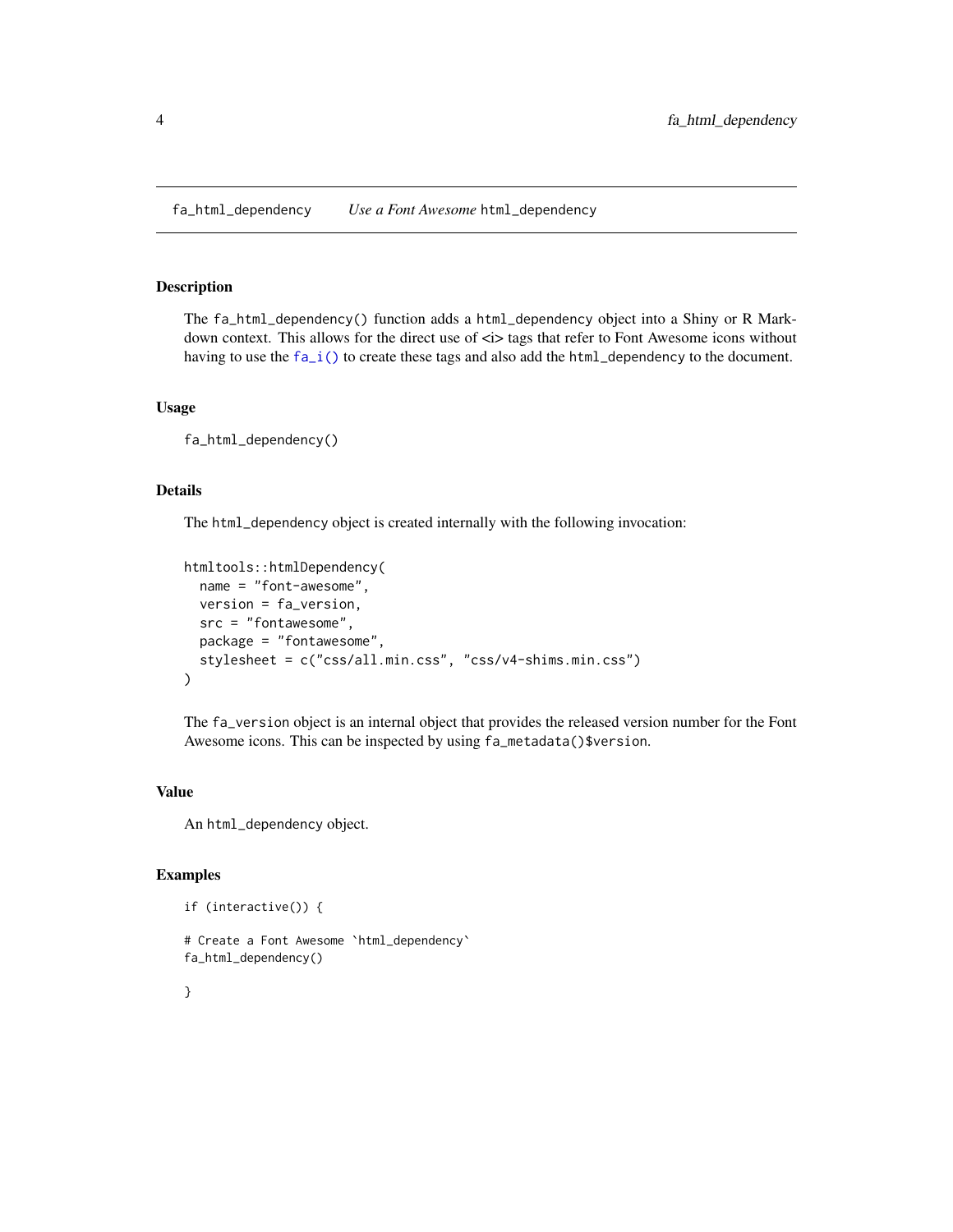## fa_html_dependency *Use a Font Awesome* `html_dependency`

### Description

The `fa_html_dependency()` function adds a `html_dependency` object into a Shiny or R Markdown context. This allows for the direct use of <i> tags that refer to Font Awesome icons without having to use the `fa_i()` to create these tags and also add the `html_dependency` to the document.

### Usage

```
fa_html_dependency()
```

### Details

The `html_dependency` object is created internally with the following invocation:

```
htmltools::htmlDependency(
  name = "font-awesome",
  version = fa_version,
  src = "fontawesome",
  package = "fontawesome",
  stylesheet = c("css/all.min.css", "css/v4-shims.min.css")
)
```

The `fa_version` object is an internal object that provides the released version number for the Font Awesome icons. This can be inspected by using `fa_metadata()$version`.

### Value

An `html_dependency` object.

### Examples

```
if (interactive()) {

# Create a Font Awesome `html_dependency`
fa_html_dependency()

}
```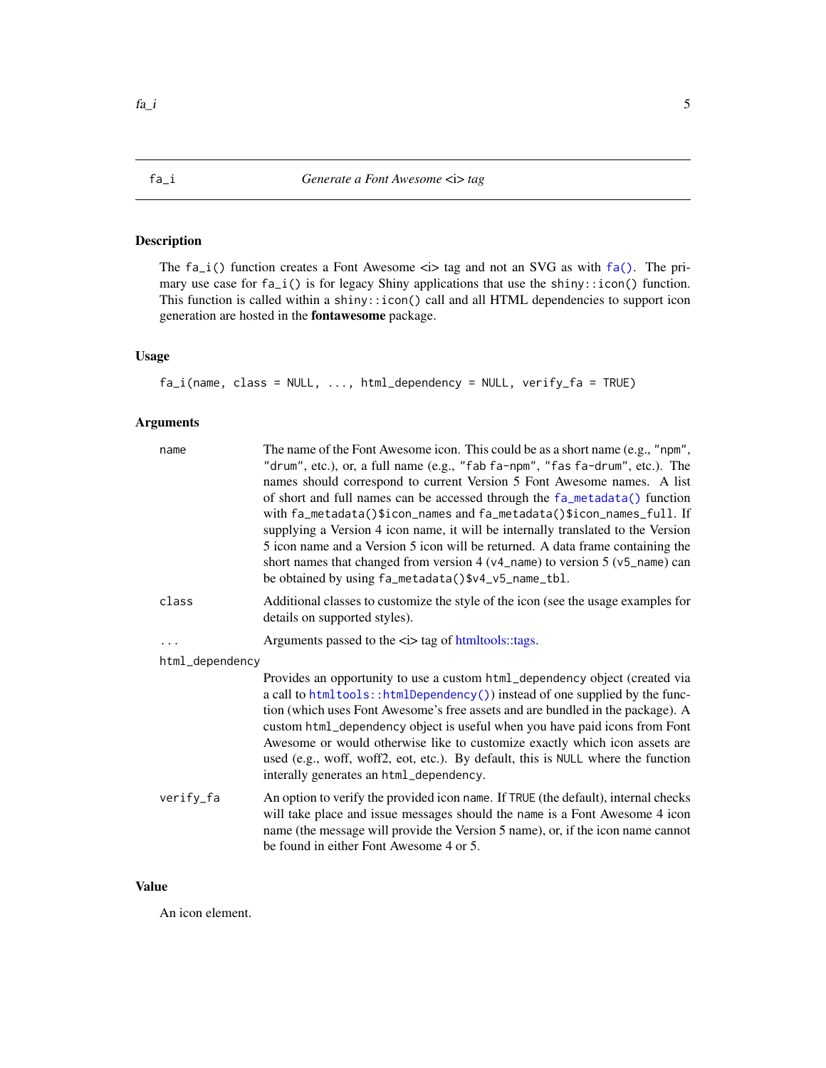## fa_i — *Generate a Font Awesome <i> tag*

### Description

The `fa_i()` function creates a Font Awesome <i> tag and not an SVG as with `fa()`. The primary use case for `fa_i()` is for legacy Shiny applications that use the `shiny::icon()` function. This function is called within a `shiny::icon()` call and all HTML dependencies to support icon generation are hosted in the **fontawesome** package.

### Usage

```
fa_i(name, class = NULL, ..., html_dependency = NULL, verify_fa = TRUE)
```

### Arguments

- `name` — The name of the Font Awesome icon. This could be as a short name (e.g., `"npm"`, `"drum"`, etc.), or, a full name (e.g., `"fab fa-npm"`, `"fas fa-drum"`, etc.). The names should correspond to current Version 5 Font Awesome names. A list of short and full names can be accessed through the `fa_metadata()` function with `fa_metadata()$icon_names` and `fa_metadata()$icon_names_full`. If supplying a Version 4 icon name, it will be internally translated to the Version 5 icon name and a Version 5 icon will be returned. A data frame containing the short names that changed from version 4 (`v4_name`) to version 5 (`v5_name`) can be obtained by using `fa_metadata()$v4_v5_name_tbl`.
- `class` — Additional classes to customize the style of the icon (see the usage examples for details on supported styles).
- `...` — Arguments passed to the <i> tag of htmltools::tags.
- `html_dependency` — Provides an opportunity to use a custom `html_dependency` object (created via a call to `htmltools::htmlDependency()`) instead of one supplied by the function (which uses Font Awesome's free assets and are bundled in the package). A custom `html_dependency` object is useful when you have paid icons from Font Awesome or would otherwise like to customize exactly which icon assets are used (e.g., woff, woff2, eot, etc.). By default, this is `NULL` where the function interally generates an `html_dependency`.
- `verify_fa` — An option to verify the provided icon `name`. If `TRUE` (the default), internal checks will take place and issue messages should the `name` is a Font Awesome 4 icon name (the message will provide the Version 5 name), or, if the icon name cannot be found in either Font Awesome 4 or 5.

### Value

An icon element.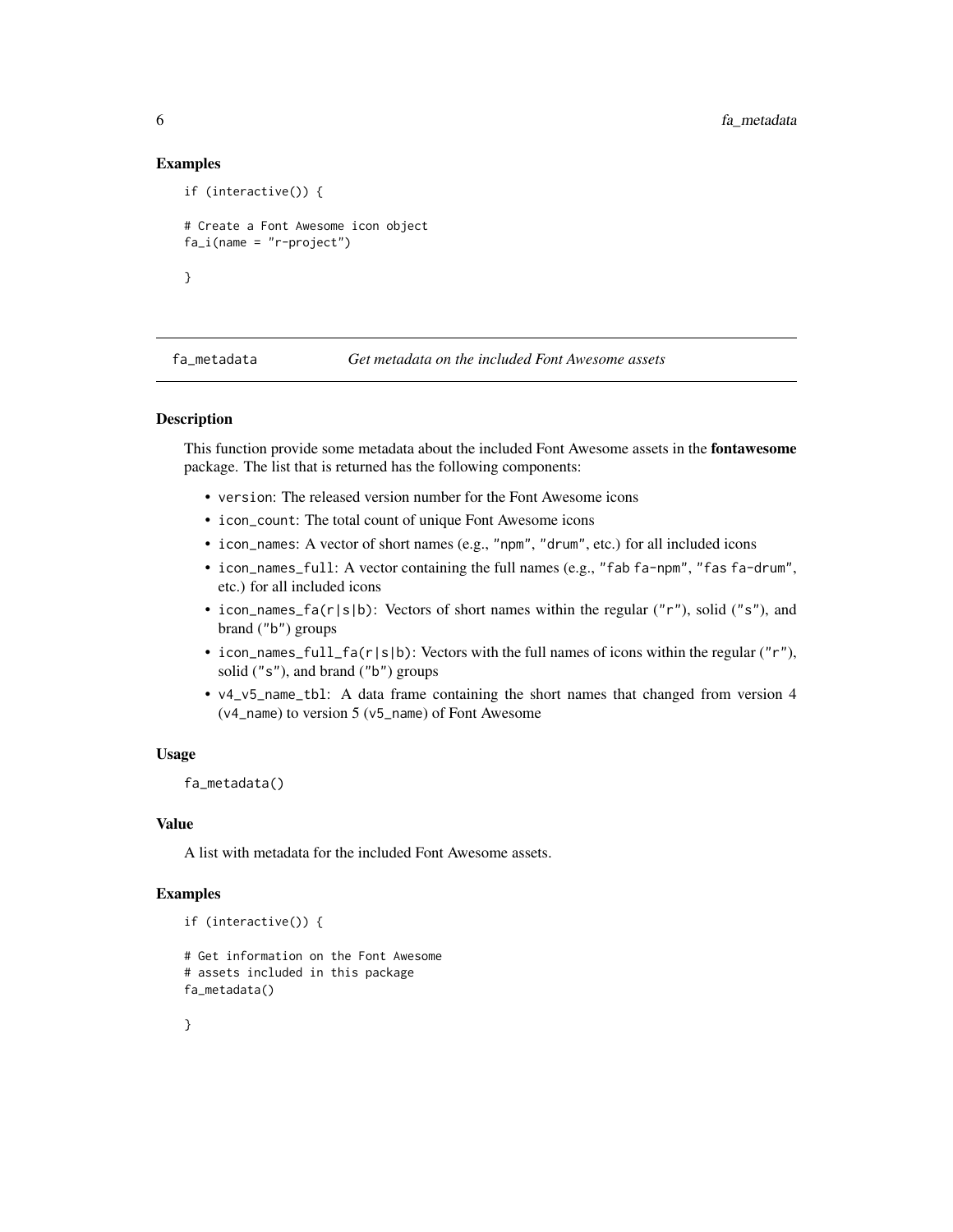## Examples

```
if (interactive()) {

# Create a Font Awesome icon object
fa_i(name = "r-project")

}
```

---

## fa_metadata — *Get metadata on the included Font Awesome assets*

### Description

This function provide some metadata about the included Font Awesome assets in the **fontawesome** package. The list that is returned has the following components:

- `version`: The released version number for the Font Awesome icons
- `icon_count`: The total count of unique Font Awesome icons
- `icon_names`: A vector of short names (e.g., `"npm"`, `"drum"`, etc.) for all included icons
- `icon_names_full`: A vector containing the full names (e.g., `"fab fa-npm"`, `"fas fa-drum"`, etc.) for all included icons
- `icon_names_fa(r|s|b)`: Vectors of short names within the regular (`"r"`), solid (`"s"`), and brand (`"b"`) groups
- `icon_names_full_fa(r|s|b)`: Vectors with the full names of icons within the regular (`"r"`), solid (`"s"`), and brand (`"b"`) groups
- `v4_v5_name_tbl`: A data frame containing the short names that changed from version 4 (`v4_name`) to version 5 (`v5_name`) of Font Awesome

### Usage

```
fa_metadata()
```

### Value

A list with metadata for the included Font Awesome assets.

### Examples

```
if (interactive()) {

# Get information on the Font Awesome
# assets included in this package
fa_metadata()

}
```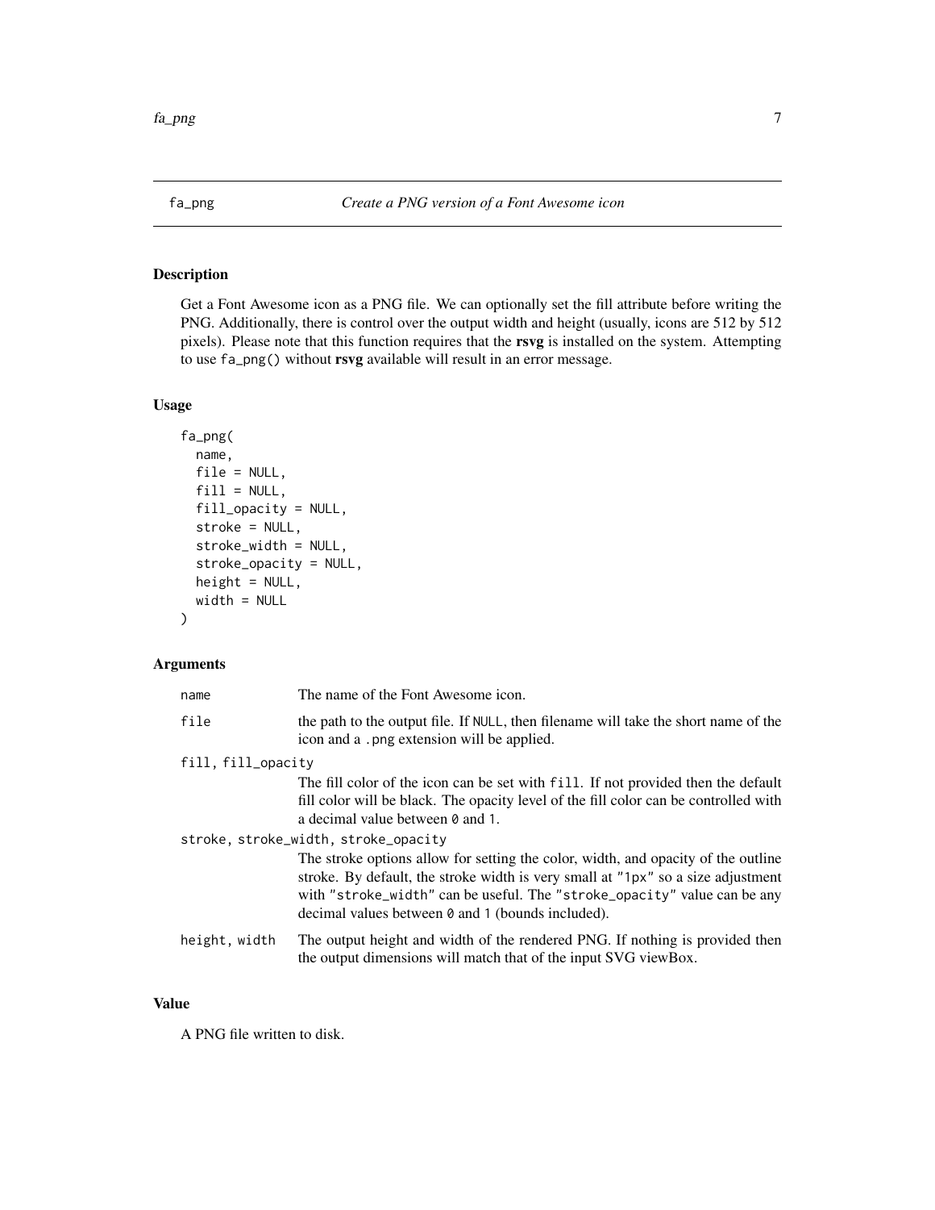## fa_png — *Create a PNG version of a Font Awesome icon*

### Description

Get a Font Awesome icon as a PNG file. We can optionally set the fill attribute before writing the PNG. Additionally, there is control over the output width and height (usually, icons are 512 by 512 pixels). Please note that this function requires that the **rsvg** is installed on the system. Attempting to use `fa_png()` without **rsvg** available will result in an error message.

### Usage

```
fa_png(
  name,
  file = NULL,
  fill = NULL,
  fill_opacity = NULL,
  stroke = NULL,
  stroke_width = NULL,
  stroke_opacity = NULL,
  height = NULL,
  width = NULL
)
```

### Arguments

| Argument | Description |
|---|---|
| `name` | The name of the Font Awesome icon. |
| `file` | the path to the output file. If `NULL`, then filename will take the short name of the icon and a `.png` extension will be applied. |
| `fill, fill_opacity` | The fill color of the icon can be set with `fill`. If not provided then the default fill color will be black. The opacity level of the fill color can be controlled with a decimal value between `0` and `1`. |
| `stroke, stroke_width, stroke_opacity` | The stroke options allow for setting the color, width, and opacity of the outline stroke. By default, the stroke width is very small at `"1px"` so a size adjustment with `"stroke_width"` can be useful. The `"stroke_opacity"` value can be any decimal values between `0` and `1` (bounds included). |
| `height, width` | The output height and width of the rendered PNG. If nothing is provided then the output dimensions will match that of the input SVG viewBox. |

### Value

A PNG file written to disk.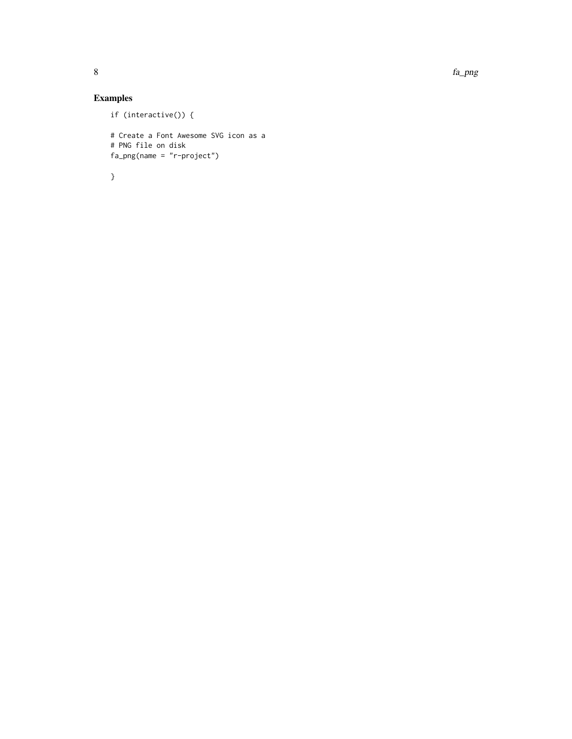## Examples

```
if (interactive()) {

# Create a Font Awesome SVG icon as a
# PNG file on disk
fa_png(name = "r-project")

}
```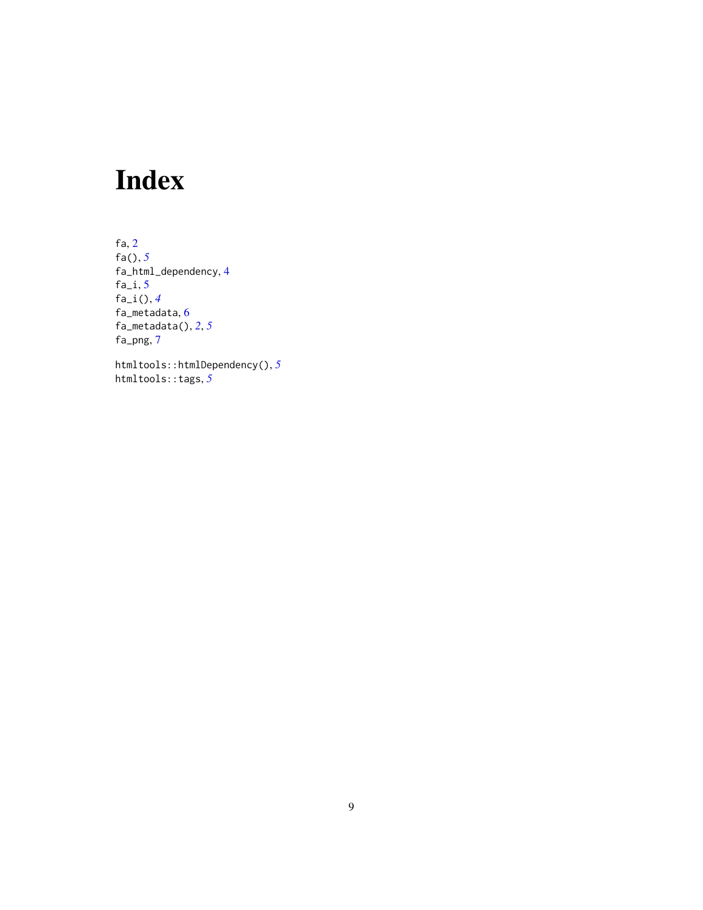# Index

fa, 2
fa(), *5*
fa_html_dependency, 4
fa_i, 5
fa_i(), *4*
fa_metadata, 6
fa_metadata(), *2*, *5*
fa_png, 7

htmltools::htmlDependency(), *5*
htmltools::tags, *5*